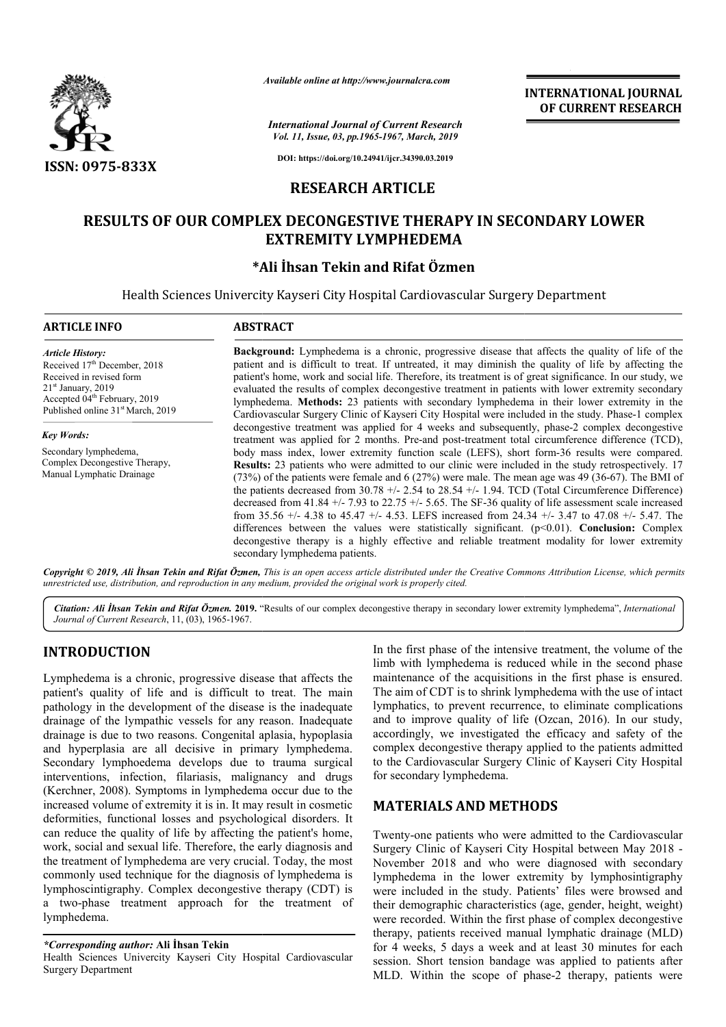*Available online at http://www.journalcra.com*

*International Journal of Current Research*
*Vol. 11, Issue, 03, pp.1965-1967, March, 2019*

**DOI: https://doi.org/10.24941/ijcr.34390.03.2019**

**INTERNATIONAL JOURNAL OF CURRENT RESEARCH**

**ISSN: 0975-833X**

## RESEARCH ARTICLE

# RESULTS OF OUR COMPLEX DECONGESTIVE THERAPY IN SECONDARY LOWER EXTREMITY LYMPHEDEMA

### *Ali İhsan Tekin and Rifat Özmen

Health Sciences Univercity Kayseri City Hospital Cardiovascular Surgery Department

**ARTICLE INFO**

*Article History:*
Received 17th December, 2018
Received in revised form
21st January, 2019
Accepted 04th February, 2019
Published online 31st March, 2019

*Key Words:*
Secondary lymphedema,
Complex Decongestive Therapy,
Manual Lymphatic Drainage

**ABSTRACT**

**Background:** Lymphedema is a chronic, progressive disease that affects the quality of life of the patient and is difficult to treat. If untreated, it may diminish the quality of life by affecting the patient's home, work and social life. Therefore, its treatment is of great significance. In our study, we evaluated the results of complex decongestive treatment in patients with lower extremity secondary lymphedema. **Methods:** 23 patients with secondary lymphedema in their lower extremity in the Cardiovascular Surgery Clinic of Kayseri City Hospital were included in the study. Phase-1 complex decongestive treatment was applied for 4 weeks and subsequently, phase-2 complex decongestive treatment was applied for 2 months. Pre-and post-treatment total circumference difference (TCD), body mass index, lower extremity function scale (LEFS), short form-36 results were compared. **Results:** 23 patients who were admitted to our clinic were included in the study retrospectively. 17 (73%) of the patients were female and 6 (27%) were male. The mean age was 49 (36-67). The BMI of the patients decreased from 30.78 +/- 2.54 to 28.54 +/- 1.94. TCD (Total Circumference Difference) decreased from 41.84 +/- 7.93 to 22.75 +/- 5.65. The SF-36 quality of life assessment scale increased from 35.56 +/- 4.38 to 45.47 +/- 4.53. LEFS increased from 24.34 +/- 3.47 to 47.08 +/- 5.47. The differences between the values were statistically significant. ($p<0.01$). **Conclusion:** Complex decongestive therapy is a highly effective and reliable treatment modality for lower extremity secondary lymphedema patients.

**Copyright © 2019, Ali İhsan Tekin and Rifat Özmen,** *This is an open access article distributed under the Creative Commons Attribution License, which permits unrestricted use, distribution, and reproduction in any medium, provided the original work is properly cited.*

***Citation: Ali İhsan Tekin and Rifat Özmen.* 2019.** "Results of our complex decongestive therapy in secondary lower extremity lymphedema", *International Journal of Current Research*, 11, (03), 1965-1967.

## INTRODUCTION

Lymphedema is a chronic, progressive disease that affects the patient's quality of life and is difficult to treat. The main pathology in the development of the disease is the inadequate drainage of the lympathic vessels for any reason. Inadequate drainage is due to two reasons. Congenital aplasia, hypoplasia and hyperplasia are all decisive in primary lymphedema. Secondary lymphoedema develops due to trauma surgical interventions, infection, filariasis, malignancy and drugs (Kerchner, 2008). Symptoms in lymphedema occur due to the increased volume of extremity it is in. It may result in cosmetic deformities, functional losses and psychological disorders. It can reduce the quality of life by affecting the patient's home, work, social and sexual life. Therefore, the early diagnosis and the treatment of lymphedema are very crucial. Today, the most commonly used technique for the diagnosis of lymphedema is lymphoscintigraphy. Complex decongestive therapy (CDT) is a two-phase treatment approach for the treatment of lymphedema.

In the first phase of the intensive treatment, the volume of the limb with lymphedema is reduced while in the second phase maintenance of the acquisitions in the first phase is ensured. The aim of CDT is to shrink lymphedema with the use of intact lymphatics, to prevent recurrence, to eliminate complications and to improve quality of life (Ozcan, 2016). In our study, accordingly, we investigated the efficacy and safety of the complex decongestive therapy applied to the patients admitted to the Cardiovascular Surgery Clinic of Kayseri City Hospital for secondary lymphedema.

## MATERIALS AND METHODS

Twenty-one patients who were admitted to the Cardiovascular Surgery Clinic of Kayseri City Hospital between May 2018 - November 2018 and who were diagnosed with secondary lymphedema in the lower extremity by lymphosintigraphy were included in the study. Patients' files were browsed and their demographic characteristics (age, gender, height, weight) were recorded. Within the first phase of complex decongestive therapy, patients received manual lymphatic drainage (MLD) for 4 weeks, 5 days a week and at least 30 minutes for each session. Short tension bandage was applied to patients after MLD. Within the scope of phase-2 therapy, patients were

**\*Corresponding author: Ali İhsan Tekin**
Health Sciences Univercity Kayseri City Hospital Cardiovascular Surgery Department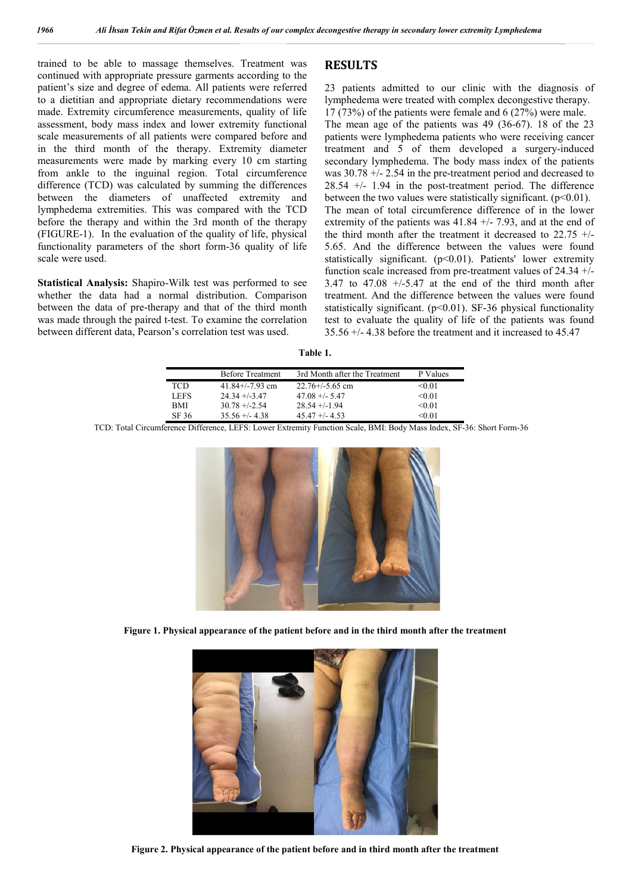trained to be able to massage themselves. Treatment was continued with appropriate pressure garments according to the patient's size and degree of edema. All patients were referred to a dietitian and appropriate dietary recommendations were made. Extremity circumference measurements, quality of life assessment, body mass index and lower extremity functional scale measurements of all patients were compared before and in the third month of the therapy. Extremity diameter measurements were made by marking every 10 cm starting from ankle to the inguinal region. Total circumference difference (TCD) was calculated by summing the differences between the diameters of unaffected extremity and lymphedema extremities. This was compared with the TCD before the therapy and within the 3rd month of the therapy (FIGURE-1). In the evaluation of the quality of life, physical functionality parameters of the short form-36 quality of life scale were used.

**Statistical Analysis:** Shapiro-Wilk test was performed to see whether the data had a normal distribution. Comparison between the data of pre-therapy and that of the third month was made through the paired t-test. To examine the correlation between different data, Pearson's correlation test was used.

## RESULTS

23 patients admitted to our clinic with the diagnosis of lymphedema were treated with complex decongestive therapy. 17 (73%) of the patients were female and 6 (27%) were male. The mean age of the patients was 49 (36-67). 18 of the 23 patients were lymphedema patients who were receiving cancer treatment and 5 of them developed a surgery-induced secondary lymphedema. The body mass index of the patients was 30.78 +/- 2.54 in the pre-treatment period and decreased to 28.54 +/- 1.94 in the post-treatment period. The difference between the two values were statistically significant. ($p<0.01$). The mean of total circumference difference of in the lower extremity of the patients was 41.84 +/- 7.93, and at the end of the third month after the treatment it decreased to 22.75 +/- 5.65. And the difference between the values were found statistically significant. ($p<0.01$). Patients' lower extremity function scale increased from pre-treatment values of 24.34 +/- 3.47 to 47.08 +/-5.47 at the end of the third month after treatment. And the difference between the values were found statistically significant. ($p<0.01$). SF-36 physical functionality test to evaluate the quality of life of the patients was found 35.56 +/- 4.38 before the treatment and it increased to 45.47

**Table 1.**

| | Before Treatment | 3rd Month after the Treatment | P Values |
|---|---|---|---|
| TCD | 41.84+/-7.93 cm | 22.76+/-5.65 cm | <0.01 |
| LEFS | 24.34 +/-3.47 | 47.08 +/- 5.47 | <0.01 |
| BMI | 30.78 +/-2.54 | 28.54 +/-1.94 | <0.01 |
| SF 36 | 35.56 +/- 4.38 | 45.47 +/- 4.53 | <0.01 |

TCD: Total Circumference Difference, LEFS: Lower Extremity Function Scale, BMI: Body Mass Index, SF-36: Short Form-36

**Figure 1. Physical appearance of the patient before and in the third month after the treatment**

**Figure 2. Physical appearance of the patient before and in third month after the treatment**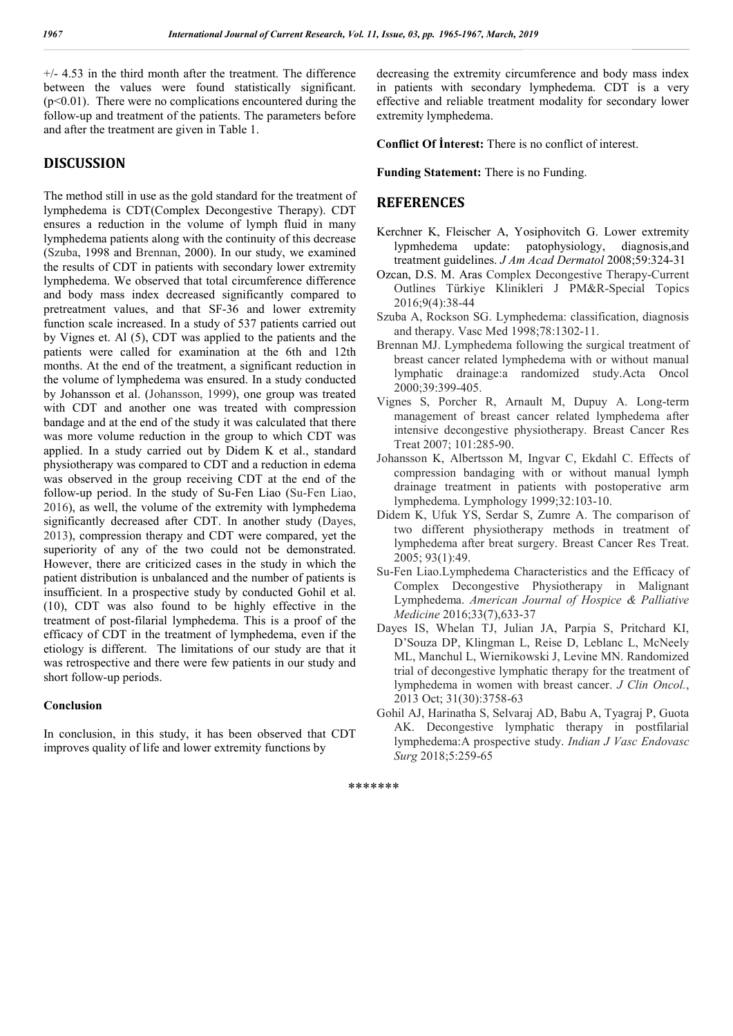+/- 4.53 in the third month after the treatment. The difference between the values were found statistically significant. ($p<0.01$). There were no complications encountered during the follow-up and treatment of the patients. The parameters before and after the treatment are given in Table 1.

## DISCUSSION

The method still in use as the gold standard for the treatment of lymphedema is CDT(Complex Decongestive Therapy). CDT ensures a reduction in the volume of lymph fluid in many lymphedema patients along with the continuity of this decrease (Szuba, 1998 and Brennan, 2000). In our study, we examined the results of CDT in patients with secondary lower extremity lymphedema. We observed that total circumference difference and body mass index decreased significantly compared to pretreatment values, and that SF-36 and lower extremity function scale increased. In a study of 537 patients carried out by Vignes et. Al (5), CDT was applied to the patients and the patients were called for examination at the 6th and 12th months. At the end of the treatment, a significant reduction in the volume of lymphedema was ensured. In a study conducted by Johansson et al. (Johansson, 1999), one group was treated with CDT and another one was treated with compression bandage and at the end of the study it was calculated that there was more volume reduction in the group to which CDT was applied. In a study carried out by Didem K et al., standard physiotherapy was compared to CDT and a reduction in edema was observed in the group receiving CDT at the end of the follow-up period. In the study of Su-Fen Liao (Su-Fen Liao, 2016), as well, the volume of the extremity with lymphedema significantly decreased after CDT. In another study (Dayes, 2013), compression therapy and CDT were compared, yet the superiority of any of the two could not be demonstrated. However, there are criticized cases in the study in which the patient distribution is unbalanced and the number of patients is insufficient. In a prospective study by conducted Gohil et al. (10), CDT was also found to be highly effective in the treatment of post-filarial lymphedema. This is a proof of the efficacy of CDT in the treatment of lymphedema, even if the etiology is different. The limitations of our study are that it was retrospective and there were few patients in our study and short follow-up periods.

### Conclusion

In conclusion, in this study, it has been observed that CDT improves quality of life and lower extremity functions by decreasing the extremity circumference and body mass index in patients with secondary lymphedema. CDT is a very effective and reliable treatment modality for secondary lower extremity lymphedema.

**Conflict Of İnterest:** There is no conflict of interest.

**Funding Statement:** There is no Funding.

## REFERENCES

Kerchner K, Fleischer A, Yosiphovitch G. Lower extremity lypmhedema update: patophysiology, diagnosis,and treatment guidelines. *J Am Acad Dermatol* 2008;59:324-31

Ozcan, D.S. M. Aras Complex Decongestive Therapy-Current Outlines Türkiye Klinikleri J PM&R-Special Topics 2016;9(4):38-44

Szuba A, Rockson SG. Lymphedema: classification, diagnosis and therapy. Vasc Med 1998;78:1302-11.

Brennan MJ. Lymphedema following the surgical treatment of breast cancer related lymphedema with or without manual lymphatic drainage:a randomized study.Acta Oncol 2000;39:399-405.

Vignes S, Porcher R, Arnault M, Dupuy A. Long-term management of breast cancer related lymphedema after intensive decongestive physiotherapy. Breast Cancer Res Treat 2007; 101:285-90.

Johansson K, Albertsson M, Ingvar C, Ekdahl C. Effects of compression bandaging with or without manual lymph drainage treatment in patients with postoperative arm lymphedema. Lymphology 1999;32:103-10.

Didem K, Ufuk YS, Serdar S, Zumre A. The comparison of two different physiotherapy methods in treatment of lymphedema after breat surgery. Breast Cancer Res Treat. 2005; 93(1):49.

Su-Fen Liao.Lymphedema Characteristics and the Efficacy of Complex Decongestive Physiotherapy in Malignant Lymphedema. *American Journal of Hospice & Palliative Medicine* 2016;33(7),633-37

Dayes IS, Whelan TJ, Julian JA, Parpia S, Pritchard KI, D'Souza DP, Klingman L, Reise D, Leblanc L, McNeely ML, Manchul L, Wiernikowski J, Levine MN. Randomized trial of decongestive lymphatic therapy for the treatment of lymphedema in women with breast cancer. *J Clin Oncol.*, 2013 Oct; 31(30):3758-63

Gohil AJ, Harinatha S, Selvaraj AD, Babu A, Tyagraj P, Guota AK. Decongestive lymphatic therapy in postfilarial lymphedema:A prospective study. *Indian J Vasc Endovasc Surg* 2018;5:259-65

*******